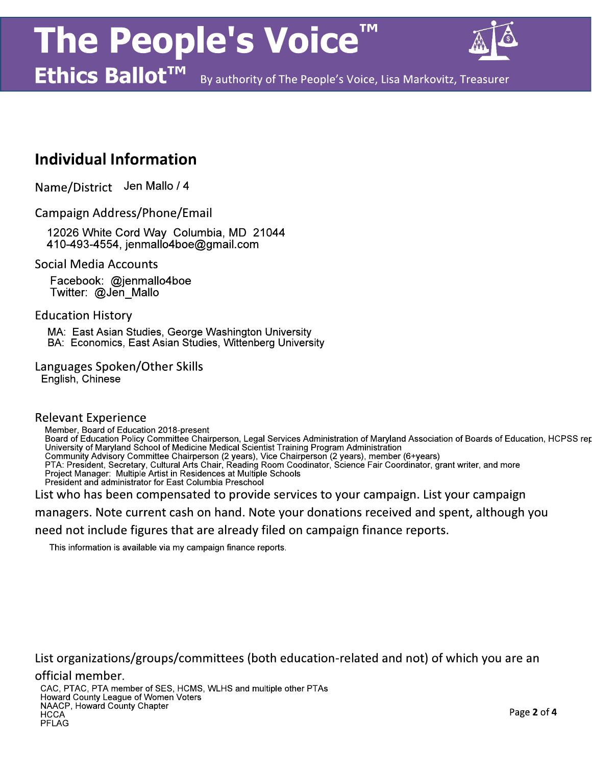# The People's Voice™

## Ethics Ballot™

By authority of The People's Voice, Lisa Markovitz, Treasurer

## Individual Information

Name/District Jen Mallo / 4

Campaign Address/Phone/Email

12026 White Cord Way Columbia, MD 21044
410-493-4554, jenmallo4boe@gmail.com

Social Media Accounts

Facebook: @jenmallo4boe
Twitter: @Jen_Mallo

Education History

MA: East Asian Studies, George Washington University
BA: Economics, East Asian Studies, Wittenberg University

Languages Spoken/Other Skills

English, Chinese

Relevant Experience

Member, Board of Education 2018-present
Board of Education Policy Committee Chairperson, Legal Services Administration of Maryland Association of Boards of Education, HCPSS rep
University of Maryland School of Medicine Medical Scientist Training Program Administration
Community Advisory Committee Chairperson (2 years), Vice Chairperson (2 years), member (6+years)
PTA: President, Secretary, Cultural Arts Chair, Reading Room Coodinator, Science Fair Coordinator, grant writer, and more
Project Manager: Multiple Artist in Residences at Multiple Schools
President and administrator for East Columbia Preschool

List who has been compensated to provide services to your campaign. List your campaign managers. Note current cash on hand. Note your donations received and spent, although you need not include figures that are already filed on campaign finance reports.

This information is available via my campaign finance reports.

List organizations/groups/committees (both education-related and not) of which you are an official member.

CAC, PTAC, PTA member of SES, HCMS, WLHS and multiple other PTAs
Howard County League of Women Voters
NAACP, Howard County Chapter
HCCA
PFLAG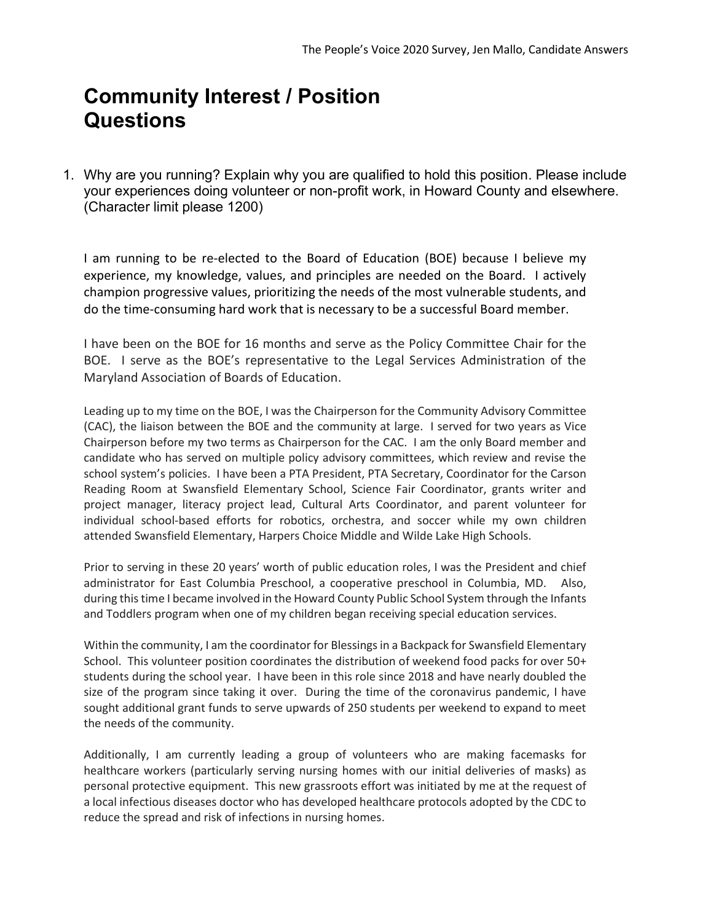# Community Interest / Position Questions

1. Why are you running? Explain why you are qualified to hold this position. Please include your experiences doing volunteer or non-profit work, in Howard County and elsewhere. (Character limit please 1200)

I am running to be re-elected to the Board of Education (BOE) because I believe my experience, my knowledge, values, and principles are needed on the Board. I actively champion progressive values, prioritizing the needs of the most vulnerable students, and do the time-consuming hard work that is necessary to be a successful Board member.

I have been on the BOE for 16 months and serve as the Policy Committee Chair for the BOE. I serve as the BOE's representative to the Legal Services Administration of the Maryland Association of Boards of Education.

Leading up to my time on the BOE, I was the Chairperson for the Community Advisory Committee (CAC), the liaison between the BOE and the community at large. I served for two years as Vice Chairperson before my two terms as Chairperson for the CAC. I am the only Board member and candidate who has served on multiple policy advisory committees, which review and revise the school system's policies. I have been a PTA President, PTA Secretary, Coordinator for the Carson Reading Room at Swansfield Elementary School, Science Fair Coordinator, grants writer and project manager, literacy project lead, Cultural Arts Coordinator, and parent volunteer for individual school-based efforts for robotics, orchestra, and soccer while my own children attended Swansfield Elementary, Harpers Choice Middle and Wilde Lake High Schools.

Prior to serving in these 20 years' worth of public education roles, I was the President and chief administrator for East Columbia Preschool, a cooperative preschool in Columbia, MD. Also, during this time I became involved in the Howard County Public School System through the Infants and Toddlers program when one of my children began receiving special education services.

Within the community, I am the coordinator for Blessings in a Backpack for Swansfield Elementary School. This volunteer position coordinates the distribution of weekend food packs for over 50+ students during the school year. I have been in this role since 2018 and have nearly doubled the size of the program since taking it over. During the time of the coronavirus pandemic, I have sought additional grant funds to serve upwards of 250 students per weekend to expand to meet the needs of the community.

Additionally, I am currently leading a group of volunteers who are making facemasks for healthcare workers (particularly serving nursing homes with our initial deliveries of masks) as personal protective equipment. This new grassroots effort was initiated by me at the request of a local infectious diseases doctor who has developed healthcare protocols adopted by the CDC to reduce the spread and risk of infections in nursing homes.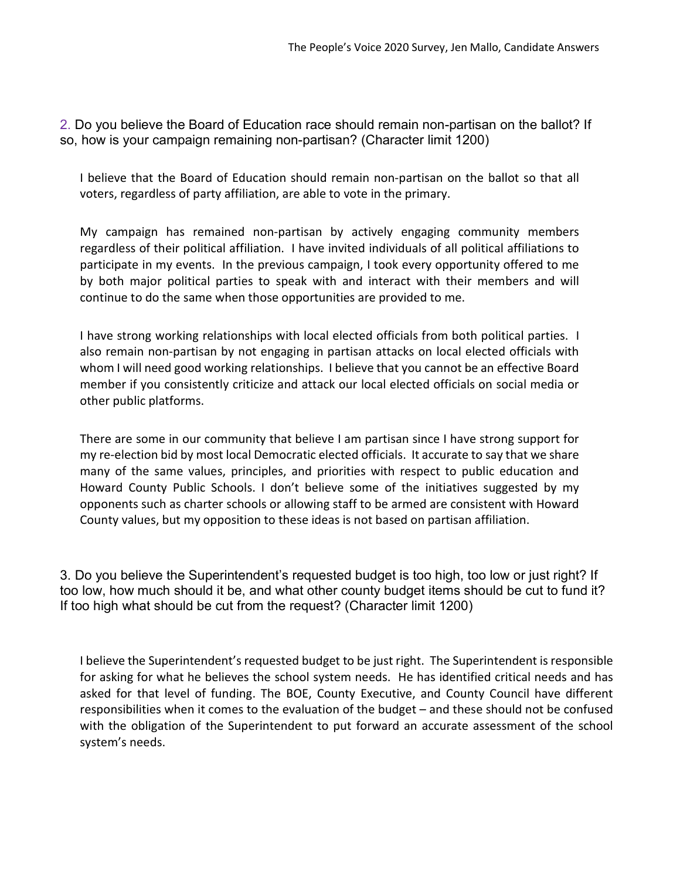2. Do you believe the Board of Education race should remain non-partisan on the ballot? If so, how is your campaign remaining non-partisan? (Character limit 1200)

I believe that the Board of Education should remain non-partisan on the ballot so that all voters, regardless of party affiliation, are able to vote in the primary.

My campaign has remained non-partisan by actively engaging community members regardless of their political affiliation. I have invited individuals of all political affiliations to participate in my events. In the previous campaign, I took every opportunity offered to me by both major political parties to speak with and interact with their members and will continue to do the same when those opportunities are provided to me.

I have strong working relationships with local elected officials from both political parties. I also remain non-partisan by not engaging in partisan attacks on local elected officials with whom I will need good working relationships. I believe that you cannot be an effective Board member if you consistently criticize and attack our local elected officials on social media or other public platforms.

There are some in our community that believe I am partisan since I have strong support for my re-election bid by most local Democratic elected officials. It accurate to say that we share many of the same values, principles, and priorities with respect to public education and Howard County Public Schools. I don't believe some of the initiatives suggested by my opponents such as charter schools or allowing staff to be armed are consistent with Howard County values, but my opposition to these ideas is not based on partisan affiliation.

3. Do you believe the Superintendent's requested budget is too high, too low or just right? If too low, how much should it be, and what other county budget items should be cut to fund it? If too high what should be cut from the request? (Character limit 1200)

I believe the Superintendent's requested budget to be just right. The Superintendent is responsible for asking for what he believes the school system needs. He has identified critical needs and has asked for that level of funding. The BOE, County Executive, and County Council have different responsibilities when it comes to the evaluation of the budget – and these should not be confused with the obligation of the Superintendent to put forward an accurate assessment of the school system's needs.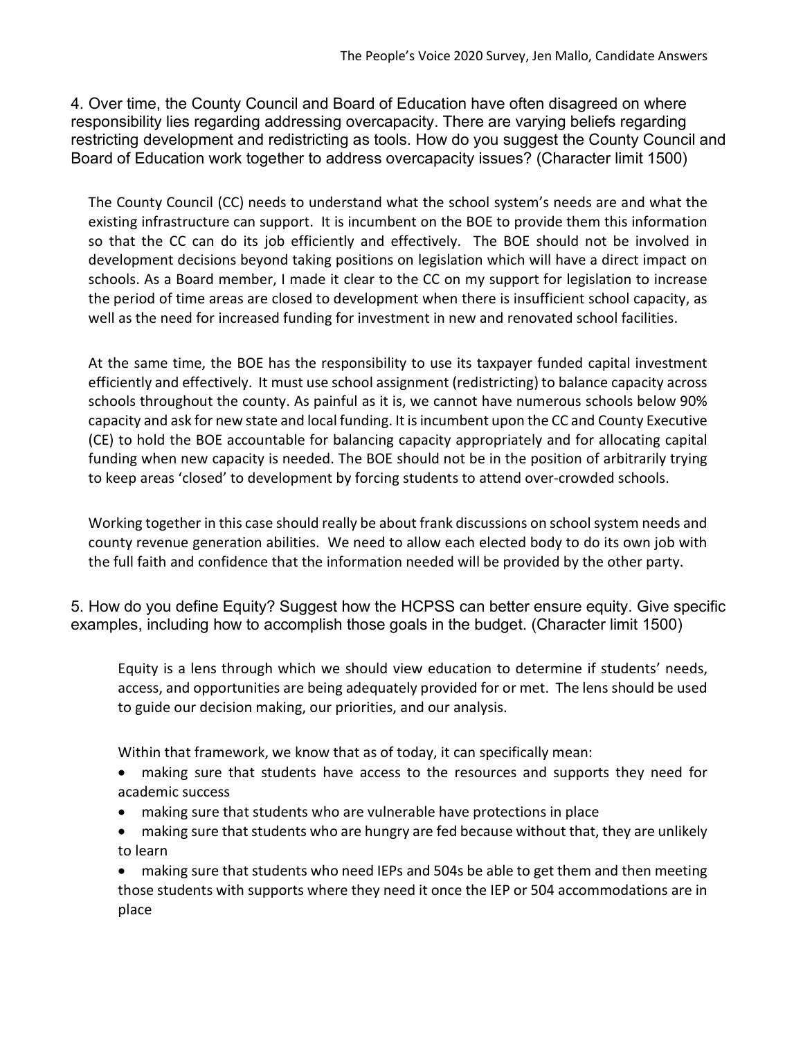4. Over time, the County Council and Board of Education have often disagreed on where responsibility lies regarding addressing overcapacity. There are varying beliefs regarding restricting development and redistricting as tools. How do you suggest the County Council and Board of Education work together to address overcapacity issues? (Character limit 1500)

The County Council (CC) needs to understand what the school system's needs are and what the existing infrastructure can support. It is incumbent on the BOE to provide them this information so that the CC can do its job efficiently and effectively. The BOE should not be involved in development decisions beyond taking positions on legislation which will have a direct impact on schools. As a Board member, I made it clear to the CC on my support for legislation to increase the period of time areas are closed to development when there is insufficient school capacity, as well as the need for increased funding for investment in new and renovated school facilities.

At the same time, the BOE has the responsibility to use its taxpayer funded capital investment efficiently and effectively. It must use school assignment (redistricting) to balance capacity across schools throughout the county. As painful as it is, we cannot have numerous schools below 90% capacity and ask for new state and local funding. It is incumbent upon the CC and County Executive (CE) to hold the BOE accountable for balancing capacity appropriately and for allocating capital funding when new capacity is needed. The BOE should not be in the position of arbitrarily trying to keep areas 'closed' to development by forcing students to attend over-crowded schools.

Working together in this case should really be about frank discussions on school system needs and county revenue generation abilities. We need to allow each elected body to do its own job with the full faith and confidence that the information needed will be provided by the other party.

5. How do you define Equity? Suggest how the HCPSS can better ensure equity. Give specific examples, including how to accomplish those goals in the budget. (Character limit 1500)

Equity is a lens through which we should view education to determine if students' needs, access, and opportunities are being adequately provided for or met. The lens should be used to guide our decision making, our priorities, and our analysis.

Within that framework, we know that as of today, it can specifically mean:

- making sure that students have access to the resources and supports they need for academic success
- making sure that students who are vulnerable have protections in place
- making sure that students who are hungry are fed because without that, they are unlikely to learn
- making sure that students who need IEPs and 504s be able to get them and then meeting those students with supports where they need it once the IEP or 504 accommodations are in place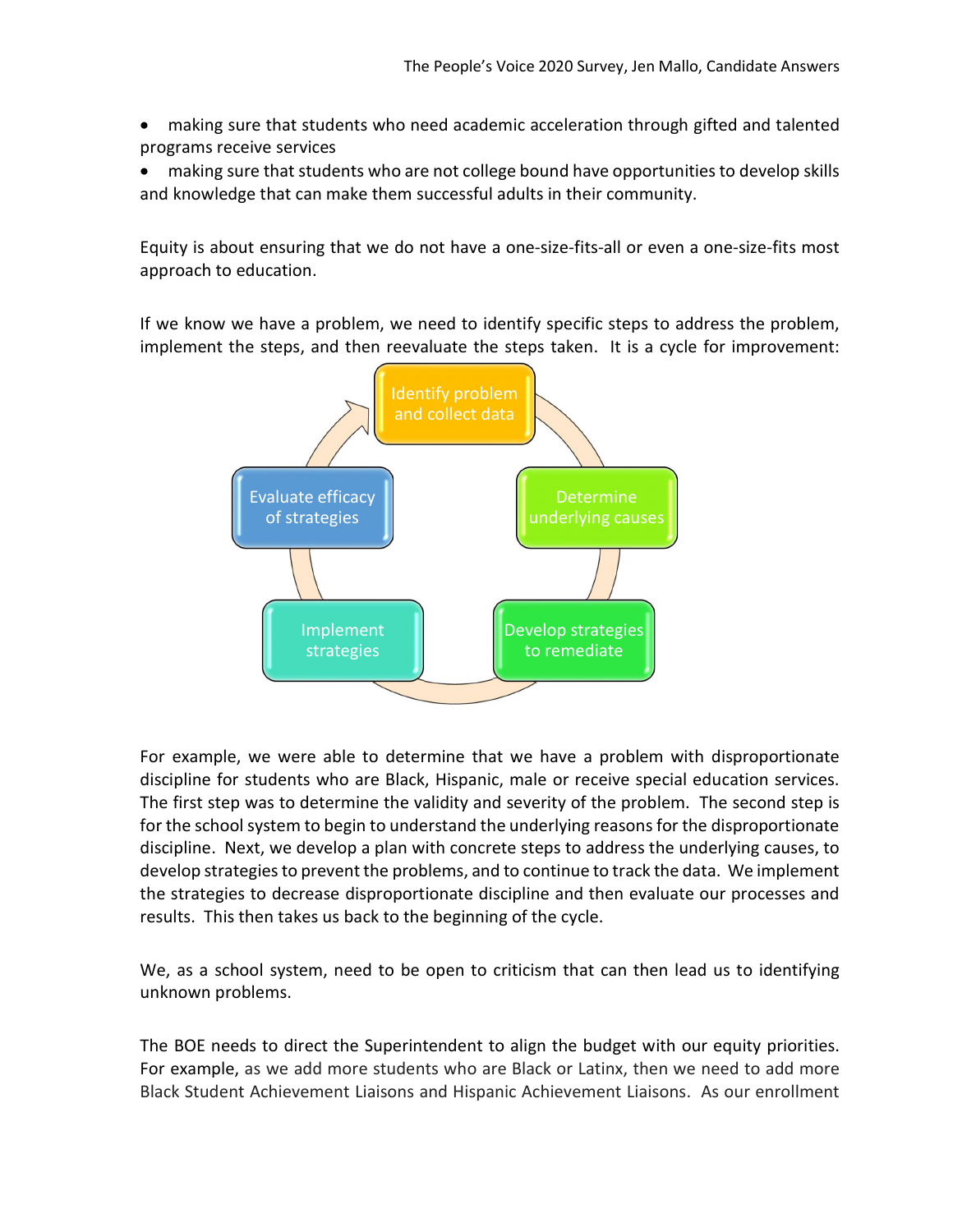- making sure that students who need academic acceleration through gifted and talented programs receive services
- making sure that students who are not college bound have opportunities to develop skills and knowledge that can make them successful adults in their community.

Equity is about ensuring that we do not have a one-size-fits-all or even a one-size-fits most approach to education.

If we know we have a problem, we need to identify specific steps to address the problem, implement the steps, and then reevaluate the steps taken. It is a cycle for improvement:

Identify problem and collect data

Determine underlying causes

Develop strategies to remediate

Implement strategies

Evaluate efficacy of strategies

For example, we were able to determine that we have a problem with disproportionate discipline for students who are Black, Hispanic, male or receive special education services. The first step was to determine the validity and severity of the problem. The second step is for the school system to begin to understand the underlying reasons for the disproportionate discipline. Next, we develop a plan with concrete steps to address the underlying causes, to develop strategies to prevent the problems, and to continue to track the data. We implement the strategies to decrease disproportionate discipline and then evaluate our processes and results. This then takes us back to the beginning of the cycle.

We, as a school system, need to be open to criticism that can then lead us to identifying unknown problems.

The BOE needs to direct the Superintendent to align the budget with our equity priorities. For example, as we add more students who are Black or Latinx, then we need to add more Black Student Achievement Liaisons and Hispanic Achievement Liaisons. As our enrollment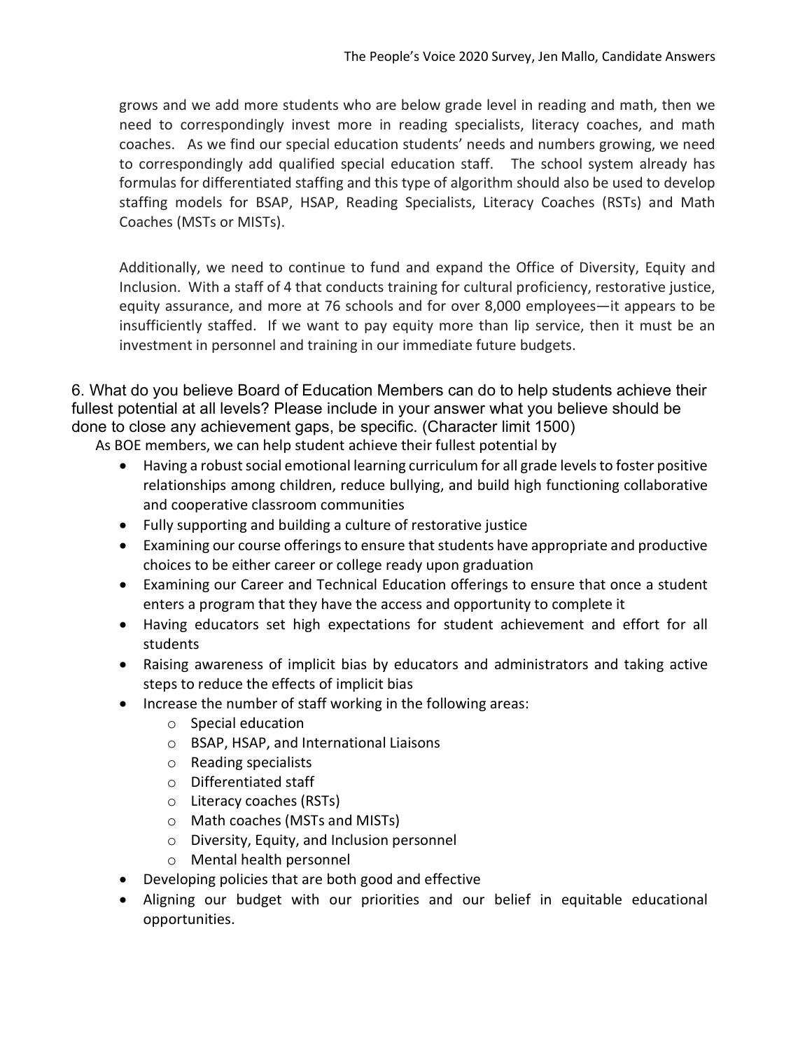grows and we add more students who are below grade level in reading and math, then we need to correspondingly invest more in reading specialists, literacy coaches, and math coaches. As we find our special education students' needs and numbers growing, we need to correspondingly add qualified special education staff. The school system already has formulas for differentiated staffing and this type of algorithm should also be used to develop staffing models for BSAP, HSAP, Reading Specialists, Literacy Coaches (RSTs) and Math Coaches (MSTs or MISTs).

Additionally, we need to continue to fund and expand the Office of Diversity, Equity and Inclusion. With a staff of 4 that conducts training for cultural proficiency, restorative justice, equity assurance, and more at 76 schools and for over 8,000 employees—it appears to be insufficiently staffed. If we want to pay equity more than lip service, then it must be an investment in personnel and training in our immediate future budgets.

6. What do you believe Board of Education Members can do to help students achieve their fullest potential at all levels? Please include in your answer what you believe should be done to close any achievement gaps, be specific. (Character limit 1500)

As BOE members, we can help student achieve their fullest potential by

- Having a robust social emotional learning curriculum for all grade levels to foster positive relationships among children, reduce bullying, and build high functioning collaborative and cooperative classroom communities
- Fully supporting and building a culture of restorative justice
- Examining our course offerings to ensure that students have appropriate and productive choices to be either career or college ready upon graduation
- Examining our Career and Technical Education offerings to ensure that once a student enters a program that they have the access and opportunity to complete it
- Having educators set high expectations for student achievement and effort for all students
- Raising awareness of implicit bias by educators and administrators and taking active steps to reduce the effects of implicit bias
- Increase the number of staff working in the following areas:
  - Special education
  - BSAP, HSAP, and International Liaisons
  - Reading specialists
  - Differentiated staff
  - Literacy coaches (RSTs)
  - Math coaches (MSTs and MISTs)
  - Diversity, Equity, and Inclusion personnel
  - Mental health personnel
- Developing policies that are both good and effective
- Aligning our budget with our priorities and our belief in equitable educational opportunities.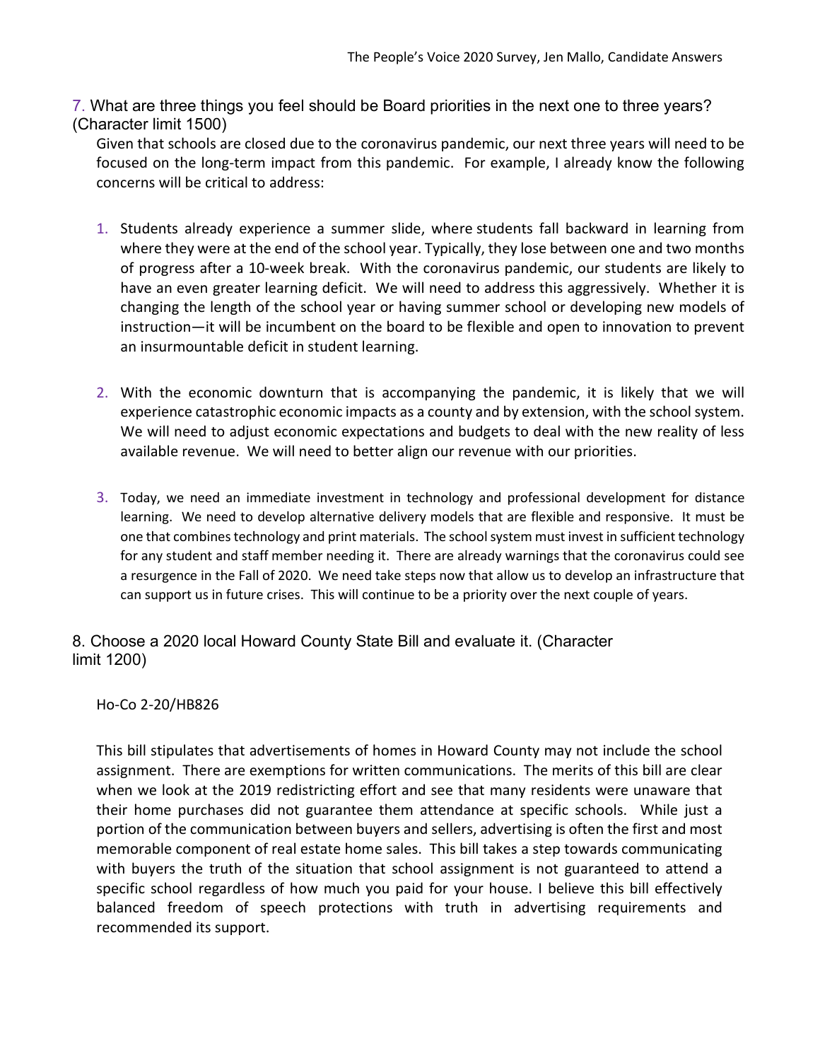7. What are three things you feel should be Board priorities in the next one to three years? (Character limit 1500)

Given that schools are closed due to the coronavirus pandemic, our next three years will need to be focused on the long-term impact from this pandemic. For example, I already know the following concerns will be critical to address:

1. Students already experience a summer slide, where students fall backward in learning from where they were at the end of the school year. Typically, they lose between one and two months of progress after a 10-week break. With the coronavirus pandemic, our students are likely to have an even greater learning deficit. We will need to address this aggressively. Whether it is changing the length of the school year or having summer school or developing new models of instruction—it will be incumbent on the board to be flexible and open to innovation to prevent an insurmountable deficit in student learning.

2. With the economic downturn that is accompanying the pandemic, it is likely that we will experience catastrophic economic impacts as a county and by extension, with the school system. We will need to adjust economic expectations and budgets to deal with the new reality of less available revenue. We will need to better align our revenue with our priorities.

3. Today, we need an immediate investment in technology and professional development for distance learning. We need to develop alternative delivery models that are flexible and responsive. It must be one that combines technology and print materials. The school system must invest in sufficient technology for any student and staff member needing it. There are already warnings that the coronavirus could see a resurgence in the Fall of 2020. We need take steps now that allow us to develop an infrastructure that can support us in future crises. This will continue to be a priority over the next couple of years.

8. Choose a 2020 local Howard County State Bill and evaluate it. (Character limit 1200)

Ho-Co 2-20/HB826

This bill stipulates that advertisements of homes in Howard County may not include the school assignment. There are exemptions for written communications. The merits of this bill are clear when we look at the 2019 redistricting effort and see that many residents were unaware that their home purchases did not guarantee them attendance at specific schools. While just a portion of the communication between buyers and sellers, advertising is often the first and most memorable component of real estate home sales. This bill takes a step towards communicating with buyers the truth of the situation that school assignment is not guaranteed to attend a specific school regardless of how much you paid for your house. I believe this bill effectively balanced freedom of speech protections with truth in advertising requirements and recommended its support.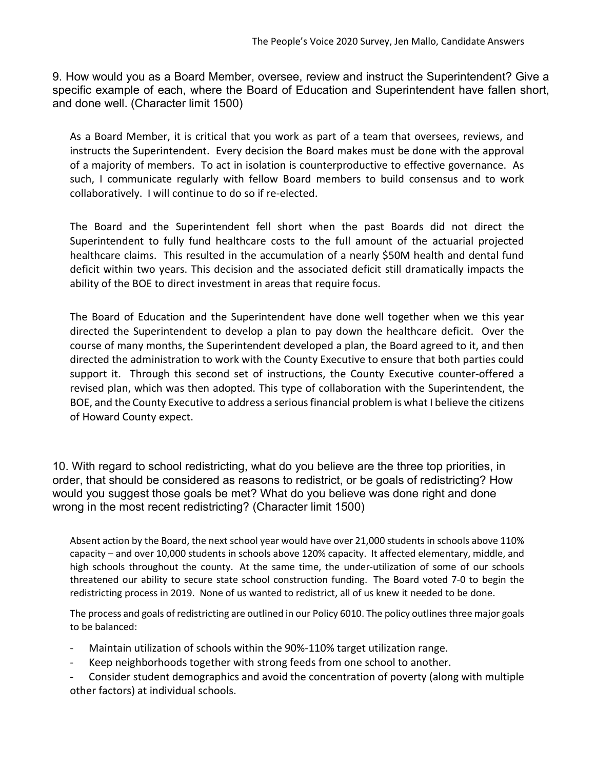9. How would you as a Board Member, oversee, review and instruct the Superintendent? Give a specific example of each, where the Board of Education and Superintendent have fallen short, and done well. (Character limit 1500)

As a Board Member, it is critical that you work as part of a team that oversees, reviews, and instructs the Superintendent. Every decision the Board makes must be done with the approval of a majority of members. To act in isolation is counterproductive to effective governance. As such, I communicate regularly with fellow Board members to build consensus and to work collaboratively. I will continue to do so if re-elected.

The Board and the Superintendent fell short when the past Boards did not direct the Superintendent to fully fund healthcare costs to the full amount of the actuarial projected healthcare claims. This resulted in the accumulation of a nearly $50M health and dental fund deficit within two years. This decision and the associated deficit still dramatically impacts the ability of the BOE to direct investment in areas that require focus.

The Board of Education and the Superintendent have done well together when we this year directed the Superintendent to develop a plan to pay down the healthcare deficit. Over the course of many months, the Superintendent developed a plan, the Board agreed to it, and then directed the administration to work with the County Executive to ensure that both parties could support it. Through this second set of instructions, the County Executive counter-offered a revised plan, which was then adopted. This type of collaboration with the Superintendent, the BOE, and the County Executive to address a serious financial problem is what I believe the citizens of Howard County expect.

10. With regard to school redistricting, what do you believe are the three top priorities, in order, that should be considered as reasons to redistrict, or be goals of redistricting? How would you suggest those goals be met? What do you believe was done right and done wrong in the most recent redistricting? (Character limit 1500)

Absent action by the Board, the next school year would have over 21,000 students in schools above 110% capacity – and over 10,000 students in schools above 120% capacity. It affected elementary, middle, and high schools throughout the county. At the same time, the under-utilization of some of our schools threatened our ability to secure state school construction funding. The Board voted 7-0 to begin the redistricting process in 2019. None of us wanted to redistrict, all of us knew it needed to be done.

The process and goals of redistricting are outlined in our Policy 6010. The policy outlines three major goals to be balanced:

- Maintain utilization of schools within the 90%-110% target utilization range.
- Keep neighborhoods together with strong feeds from one school to another.
- Consider student demographics and avoid the concentration of poverty (along with multiple other factors) at individual schools.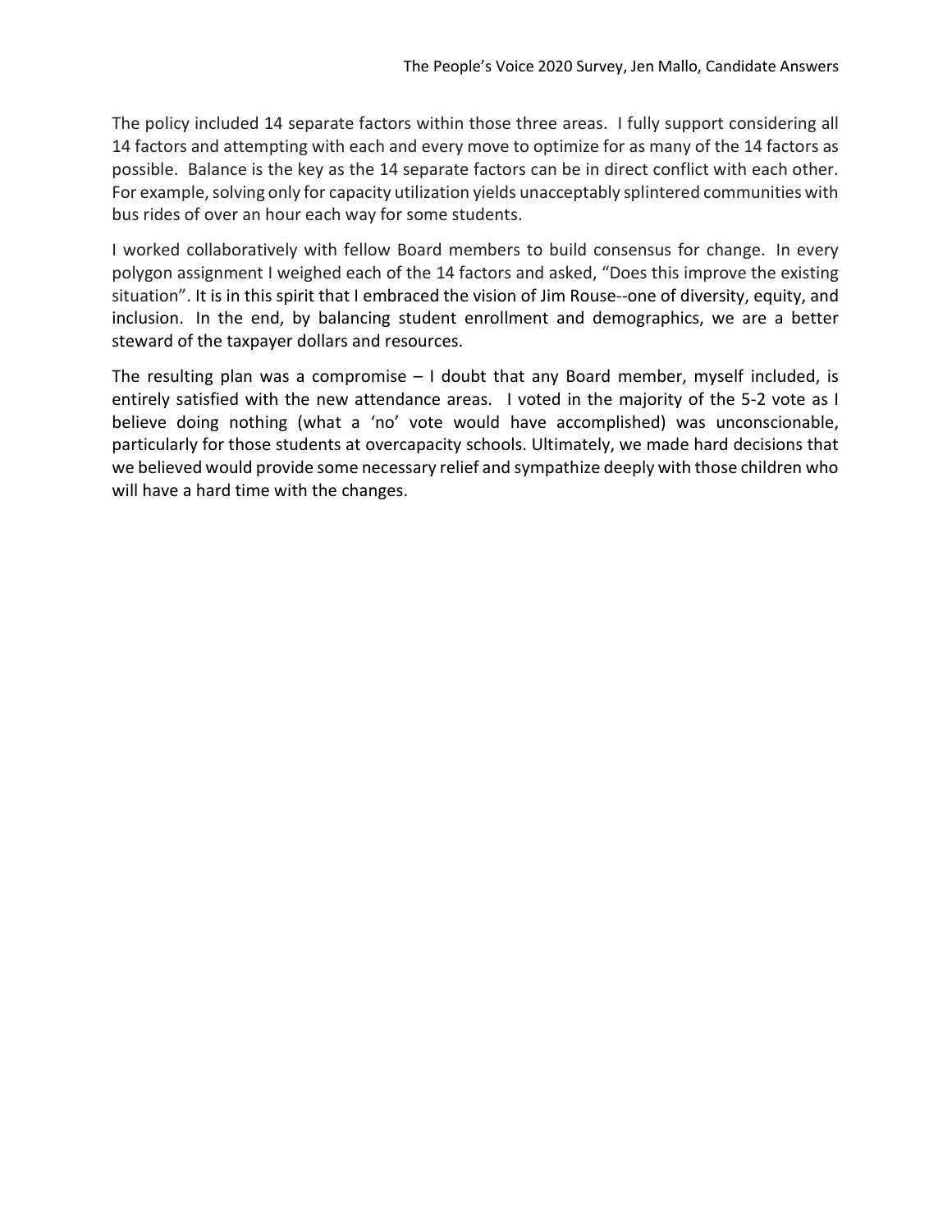The policy included 14 separate factors within those three areas. I fully support considering all 14 factors and attempting with each and every move to optimize for as many of the 14 factors as possible. Balance is the key as the 14 separate factors can be in direct conflict with each other. For example, solving only for capacity utilization yields unacceptably splintered communities with bus rides of over an hour each way for some students.

I worked collaboratively with fellow Board members to build consensus for change. In every polygon assignment I weighed each of the 14 factors and asked, "Does this improve the existing situation". It is in this spirit that I embraced the vision of Jim Rouse--one of diversity, equity, and inclusion. In the end, by balancing student enrollment and demographics, we are a better steward of the taxpayer dollars and resources.

The resulting plan was a compromise – I doubt that any Board member, myself included, is entirely satisfied with the new attendance areas. I voted in the majority of the 5-2 vote as I believe doing nothing (what a 'no' vote would have accomplished) was unconscionable, particularly for those students at overcapacity schools. Ultimately, we made hard decisions that we believed would provide some necessary relief and sympathize deeply with those children who will have a hard time with the changes.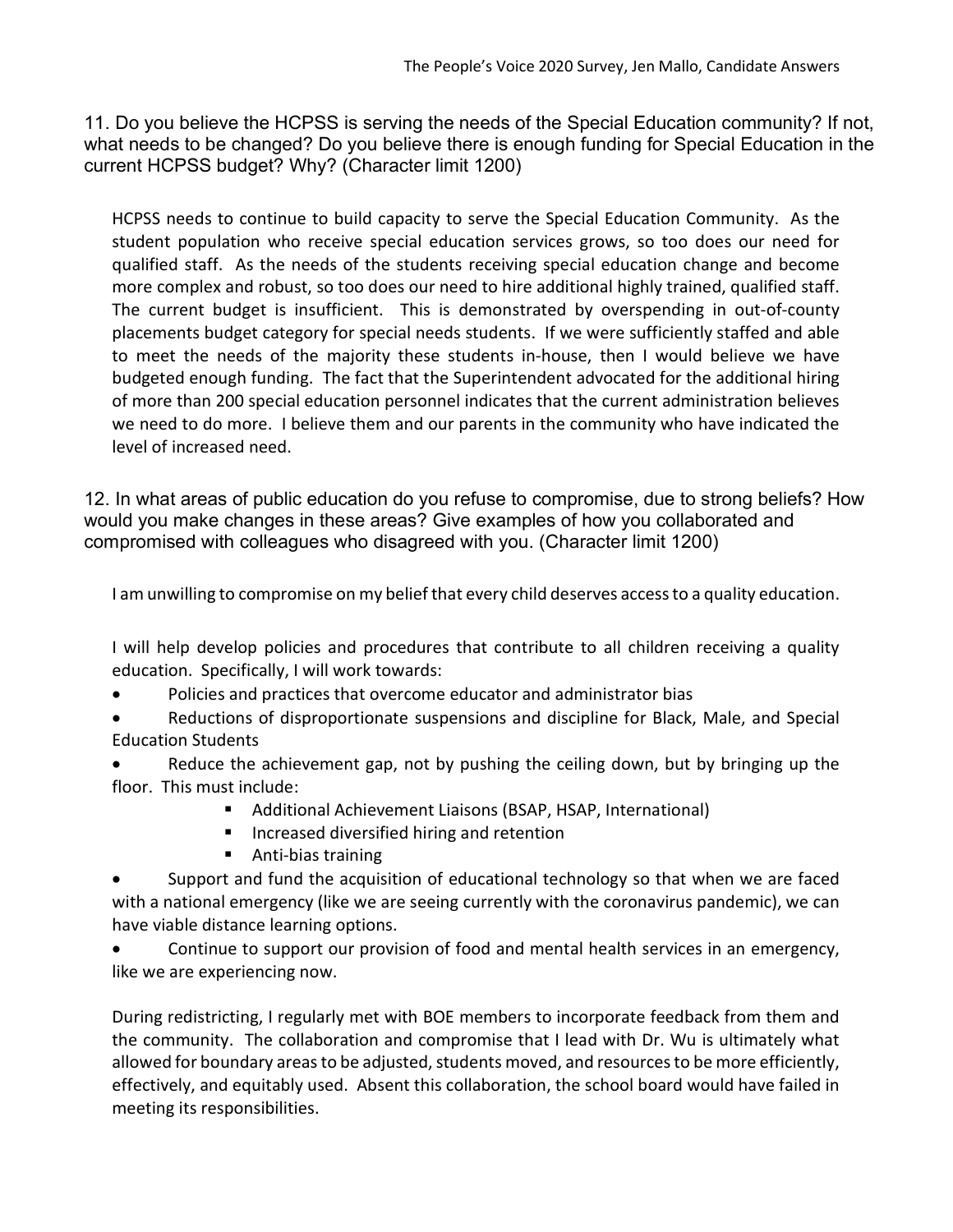11. Do you believe the HCPSS is serving the needs of the Special Education community? If not, what needs to be changed? Do you believe there is enough funding for Special Education in the current HCPSS budget? Why? (Character limit 1200)

HCPSS needs to continue to build capacity to serve the Special Education Community. As the student population who receive special education services grows, so too does our need for qualified staff. As the needs of the students receiving special education change and become more complex and robust, so too does our need to hire additional highly trained, qualified staff. The current budget is insufficient. This is demonstrated by overspending in out-of-county placements budget category for special needs students. If we were sufficiently staffed and able to meet the needs of the majority these students in-house, then I would believe we have budgeted enough funding. The fact that the Superintendent advocated for the additional hiring of more than 200 special education personnel indicates that the current administration believes we need to do more. I believe them and our parents in the community who have indicated the level of increased need.

12. In what areas of public education do you refuse to compromise, due to strong beliefs? How would you make changes in these areas? Give examples of how you collaborated and compromised with colleagues who disagreed with you. (Character limit 1200)

I am unwilling to compromise on my belief that every child deserves access to a quality education.

I will help develop policies and procedures that contribute to all children receiving a quality education. Specifically, I will work towards:

- Policies and practices that overcome educator and administrator bias
- Reductions of disproportionate suspensions and discipline for Black, Male, and Special Education Students
- Reduce the achievement gap, not by pushing the ceiling down, but by bringing up the floor. This must include:
    - Additional Achievement Liaisons (BSAP, HSAP, International)
    - Increased diversified hiring and retention
    - Anti-bias training
- Support and fund the acquisition of educational technology so that when we are faced with a national emergency (like we are seeing currently with the coronavirus pandemic), we can have viable distance learning options.
- Continue to support our provision of food and mental health services in an emergency, like we are experiencing now.

During redistricting, I regularly met with BOE members to incorporate feedback from them and the community. The collaboration and compromise that I lead with Dr. Wu is ultimately what allowed for boundary areas to be adjusted, students moved, and resources to be more efficiently, effectively, and equitably used. Absent this collaboration, the school board would have failed in meeting its responsibilities.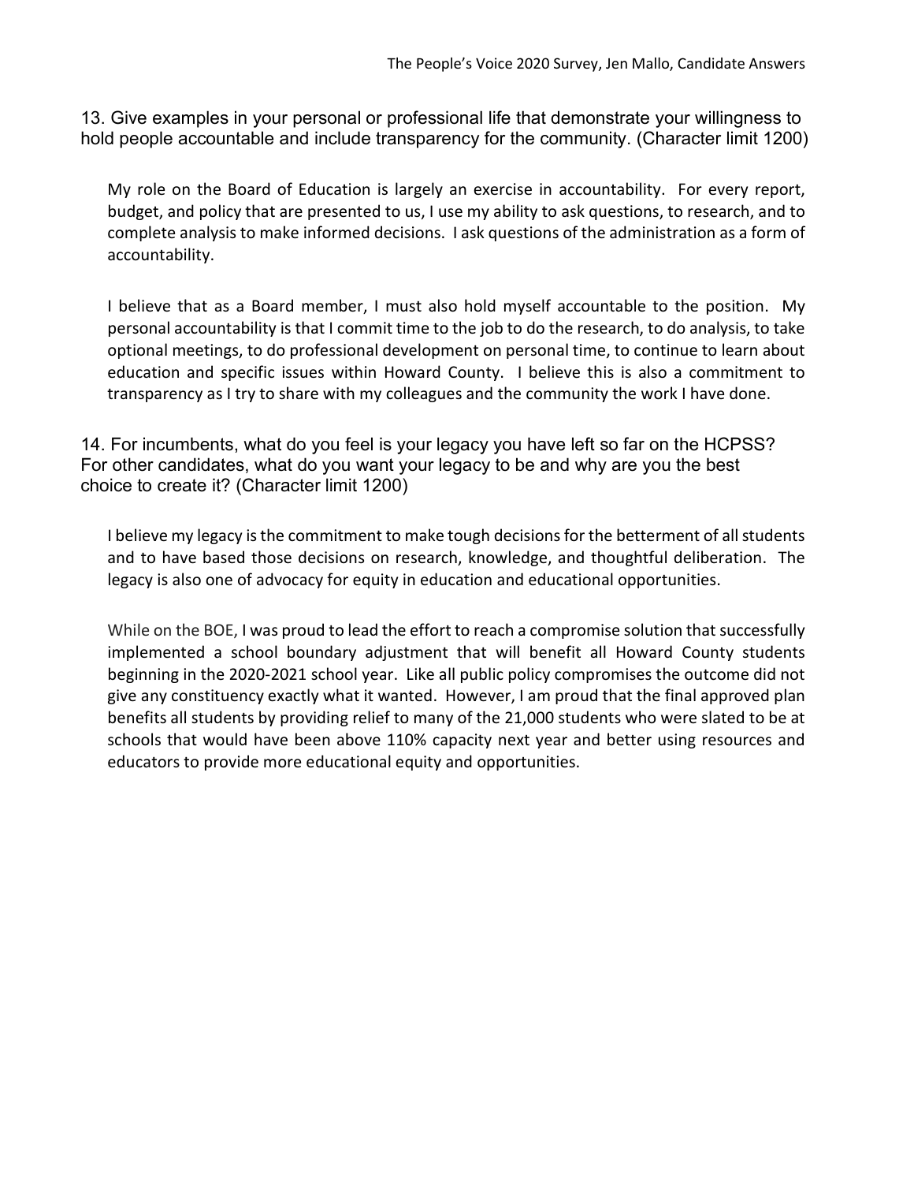13. Give examples in your personal or professional life that demonstrate your willingness to hold people accountable and include transparency for the community. (Character limit 1200)

My role on the Board of Education is largely an exercise in accountability. For every report, budget, and policy that are presented to us, I use my ability to ask questions, to research, and to complete analysis to make informed decisions. I ask questions of the administration as a form of accountability.

I believe that as a Board member, I must also hold myself accountable to the position. My personal accountability is that I commit time to the job to do the research, to do analysis, to take optional meetings, to do professional development on personal time, to continue to learn about education and specific issues within Howard County. I believe this is also a commitment to transparency as I try to share with my colleagues and the community the work I have done.

14. For incumbents, what do you feel is your legacy you have left so far on the HCPSS? For other candidates, what do you want your legacy to be and why are you the best choice to create it? (Character limit 1200)

I believe my legacy is the commitment to make tough decisions for the betterment of all students and to have based those decisions on research, knowledge, and thoughtful deliberation. The legacy is also one of advocacy for equity in education and educational opportunities.

While on the BOE, I was proud to lead the effort to reach a compromise solution that successfully implemented a school boundary adjustment that will benefit all Howard County students beginning in the 2020-2021 school year. Like all public policy compromises the outcome did not give any constituency exactly what it wanted. However, I am proud that the final approved plan benefits all students by providing relief to many of the 21,000 students who were slated to be at schools that would have been above 110% capacity next year and better using resources and educators to provide more educational equity and opportunities.